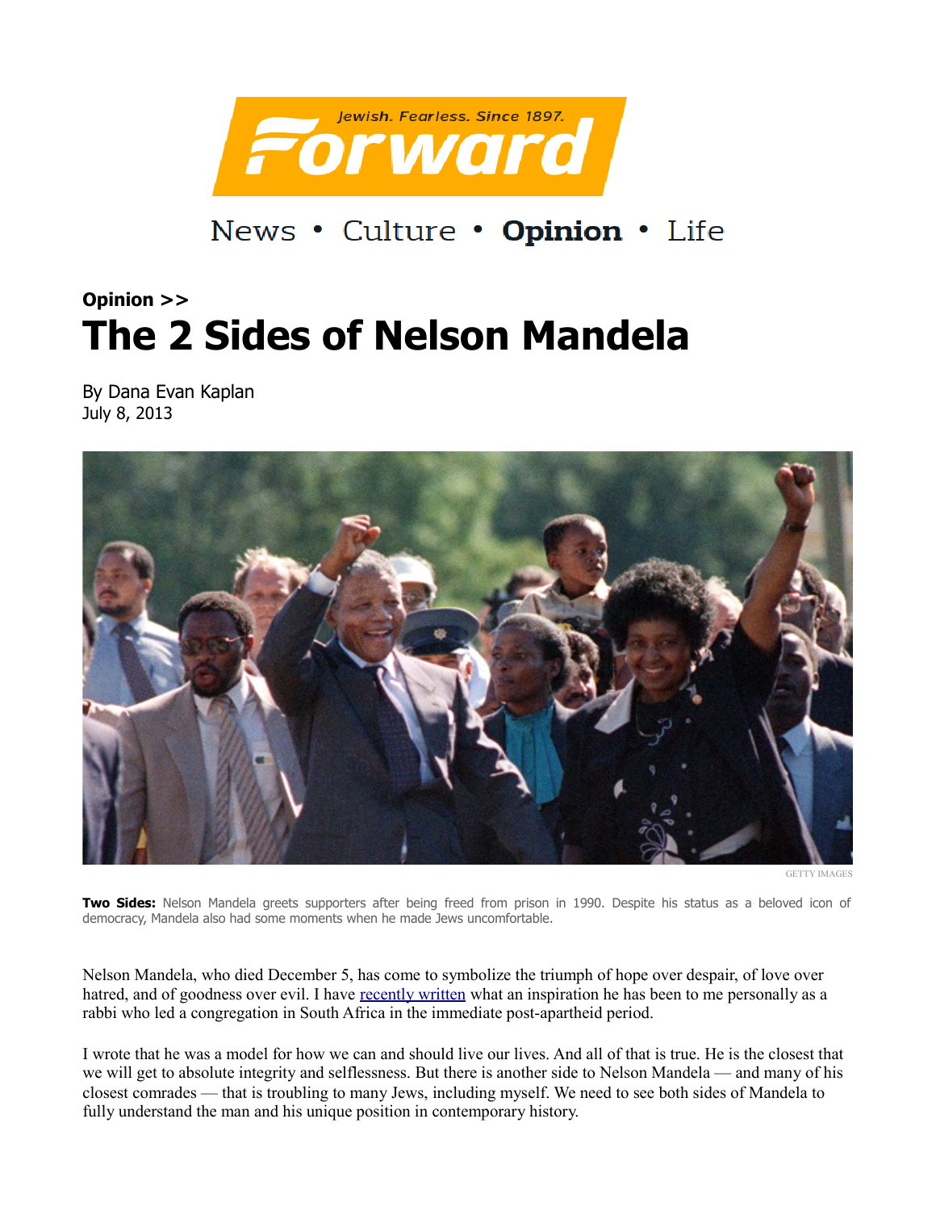Jewish. Fearless. Since 1897.

# Forward

News • Culture • **Opinion** • Life

**Opinion >>**

# The 2 Sides of Nelson Mandela

By Dana Evan Kaplan
July 8, 2013

GETTY IMAGES

**Two Sides:** Nelson Mandela greets supporters after being freed from prison in 1990. Despite his status as a beloved icon of democracy, Mandela also had some moments when he made Jews uncomfortable.

Nelson Mandela, who died December 5, has come to symbolize the triumph of hope over despair, of love over hatred, and of goodness over evil. I have recently written what an inspiration he has been to me personally as a rabbi who led a congregation in South Africa in the immediate post-apartheid period.

I wrote that he was a model for how we can and should live our lives. And all of that is true. He is the closest that we will get to absolute integrity and selflessness. But there is another side to Nelson Mandela — and many of his closest comrades — that is troubling to many Jews, including myself. We need to see both sides of Mandela to fully understand the man and his unique position in contemporary history.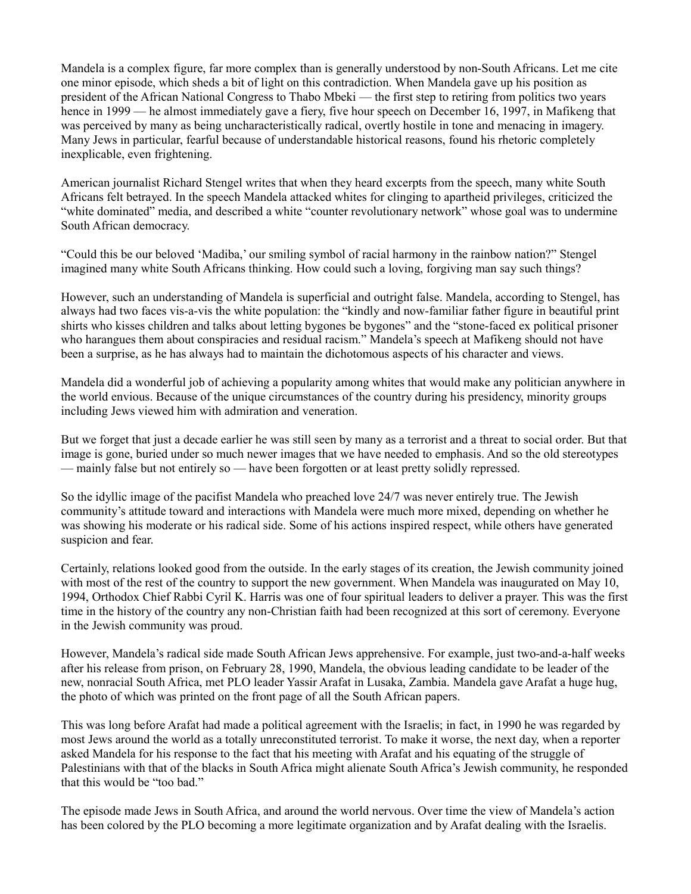Mandela is a complex figure, far more complex than is generally understood by non-South Africans. Let me cite one minor episode, which sheds a bit of light on this contradiction. When Mandela gave up his position as president of the African National Congress to Thabo Mbeki — the first step to retiring from politics two years hence in 1999 — he almost immediately gave a fiery, five hour speech on December 16, 1997, in Mafikeng that was perceived by many as being uncharacteristically radical, overtly hostile in tone and menacing in imagery. Many Jews in particular, fearful because of understandable historical reasons, found his rhetoric completely inexplicable, even frightening.

American journalist Richard Stengel writes that when they heard excerpts from the speech, many white South Africans felt betrayed. In the speech Mandela attacked whites for clinging to apartheid privileges, criticized the "white dominated" media, and described a white "counter revolutionary network" whose goal was to undermine South African democracy.

"Could this be our beloved 'Madiba,' our smiling symbol of racial harmony in the rainbow nation?" Stengel imagined many white South Africans thinking. How could such a loving, forgiving man say such things?

However, such an understanding of Mandela is superficial and outright false. Mandela, according to Stengel, has always had two faces vis-a-vis the white population: the "kindly and now-familiar father figure in beautiful print shirts who kisses children and talks about letting bygones be bygones" and the "stone-faced ex political prisoner who harangues them about conspiracies and residual racism." Mandela's speech at Mafikeng should not have been a surprise, as he has always had to maintain the dichotomous aspects of his character and views.

Mandela did a wonderful job of achieving a popularity among whites that would make any politician anywhere in the world envious. Because of the unique circumstances of the country during his presidency, minority groups including Jews viewed him with admiration and veneration.

But we forget that just a decade earlier he was still seen by many as a terrorist and a threat to social order. But that image is gone, buried under so much newer images that we have needed to emphasis. And so the old stereotypes — mainly false but not entirely so — have been forgotten or at least pretty solidly repressed.

So the idyllic image of the pacifist Mandela who preached love 24/7 was never entirely true. The Jewish community's attitude toward and interactions with Mandela were much more mixed, depending on whether he was showing his moderate or his radical side. Some of his actions inspired respect, while others have generated suspicion and fear.

Certainly, relations looked good from the outside. In the early stages of its creation, the Jewish community joined with most of the rest of the country to support the new government. When Mandela was inaugurated on May 10, 1994, Orthodox Chief Rabbi Cyril K. Harris was one of four spiritual leaders to deliver a prayer. This was the first time in the history of the country any non-Christian faith had been recognized at this sort of ceremony. Everyone in the Jewish community was proud.

However, Mandela's radical side made South African Jews apprehensive. For example, just two-and-a-half weeks after his release from prison, on February 28, 1990, Mandela, the obvious leading candidate to be leader of the new, nonracial South Africa, met PLO leader Yassir Arafat in Lusaka, Zambia. Mandela gave Arafat a huge hug, the photo of which was printed on the front page of all the South African papers.

This was long before Arafat had made a political agreement with the Israelis; in fact, in 1990 he was regarded by most Jews around the world as a totally unreconstituted terrorist. To make it worse, the next day, when a reporter asked Mandela for his response to the fact that his meeting with Arafat and his equating of the struggle of Palestinians with that of the blacks in South Africa might alienate South Africa's Jewish community, he responded that this would be "too bad."

The episode made Jews in South Africa, and around the world nervous. Over time the view of Mandela's action has been colored by the PLO becoming a more legitimate organization and by Arafat dealing with the Israelis.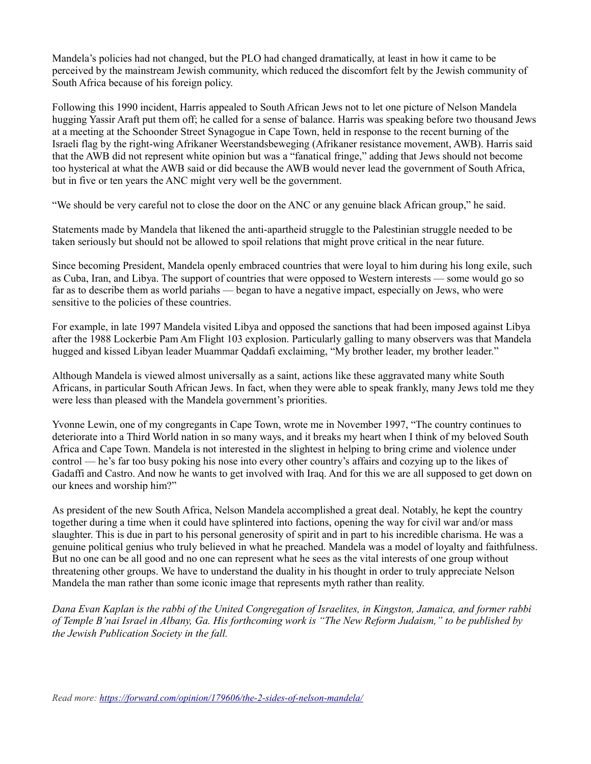Mandela's policies had not changed, but the PLO had changed dramatically, at least in how it came to be perceived by the mainstream Jewish community, which reduced the discomfort felt by the Jewish community of South Africa because of his foreign policy.

Following this 1990 incident, Harris appealed to South African Jews not to let one picture of Nelson Mandela hugging Yassir Araft put them off; he called for a sense of balance. Harris was speaking before two thousand Jews at a meeting at the Schoonder Street Synagogue in Cape Town, held in response to the recent burning of the Israeli flag by the right-wing Afrikaner Weerstandsbeweging (Afrikaner resistance movement, AWB). Harris said that the AWB did not represent white opinion but was a "fanatical fringe," adding that Jews should not become too hysterical at what the AWB said or did because the AWB would never lead the government of South Africa, but in five or ten years the ANC might very well be the government.

"We should be very careful not to close the door on the ANC or any genuine black African group," he said.

Statements made by Mandela that likened the anti-apartheid struggle to the Palestinian struggle needed to be taken seriously but should not be allowed to spoil relations that might prove critical in the near future.

Since becoming President, Mandela openly embraced countries that were loyal to him during his long exile, such as Cuba, Iran, and Libya. The support of countries that were opposed to Western interests — some would go so far as to describe them as world pariahs — began to have a negative impact, especially on Jews, who were sensitive to the policies of these countries.

For example, in late 1997 Mandela visited Libya and opposed the sanctions that had been imposed against Libya after the 1988 Lockerbie Pam Am Flight 103 explosion. Particularly galling to many observers was that Mandela hugged and kissed Libyan leader Muammar Qaddafi exclaiming, "My brother leader, my brother leader."

Although Mandela is viewed almost universally as a saint, actions like these aggravated many white South Africans, in particular South African Jews. In fact, when they were able to speak frankly, many Jews told me they were less than pleased with the Mandela government's priorities.

Yvonne Lewin, one of my congregants in Cape Town, wrote me in November 1997, "The country continues to deteriorate into a Third World nation in so many ways, and it breaks my heart when I think of my beloved South Africa and Cape Town. Mandela is not interested in the slightest in helping to bring crime and violence under control — he's far too busy poking his nose into every other country's affairs and cozying up to the likes of Gadaffi and Castro. And now he wants to get involved with Iraq. And for this we are all supposed to get down on our knees and worship him?"

As president of the new South Africa, Nelson Mandela accomplished a great deal. Notably, he kept the country together during a time when it could have splintered into factions, opening the way for civil war and/or mass slaughter. This is due in part to his personal generosity of spirit and in part to his incredible charisma. He was a genuine political genius who truly believed in what he preached. Mandela was a model of loyalty and faithfulness. But no one can be all good and no one can represent what he sees as the vital interests of one group without threatening other groups. We have to understand the duality in his thought in order to truly appreciate Nelson Mandela the man rather than some iconic image that represents myth rather than reality.

*Dana Evan Kaplan is the rabbi of the United Congregation of Israelites, in Kingston, Jamaica, and former rabbi of Temple B'nai Israel in Albany, Ga. His forthcoming work is "The New Reform Judaism," to be published by the Jewish Publication Society in the fall.*

*Read more: [https://forward.com/opinion/179606/the-2-sides-of-nelson-mandela/](https://forward.com/opinion/179606/the-2-sides-of-nelson-mandela/)*